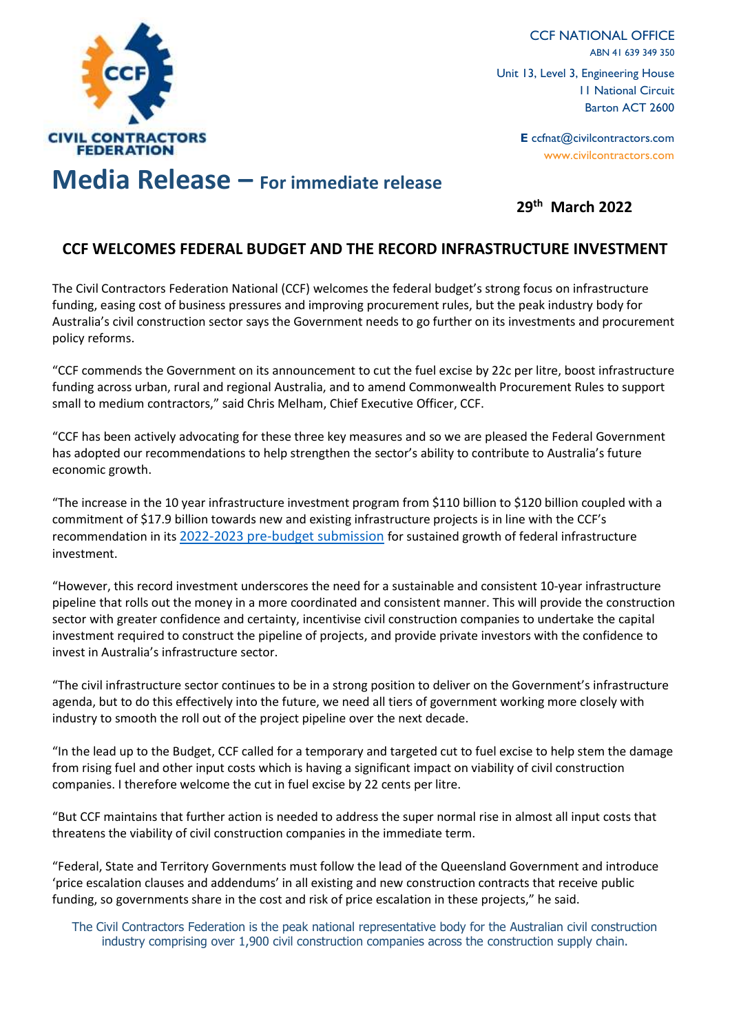CIVIL CONTRACTORS FEDERATION

CCF NATIONAL OFFICE
ABN 41 639 349 350

Unit 13, Level 3, Engineering House
11 National Circuit
Barton ACT 2600

**E** ccfnat@civilcontractors.com
www.civilcontractors.com

# Media Release – For immediate release

**29th March 2022**

## CCF WELCOMES FEDERAL BUDGET AND THE RECORD INFRASTRUCTURE INVESTMENT

The Civil Contractors Federation National (CCF) welcomes the federal budget's strong focus on infrastructure funding, easing cost of business pressures and improving procurement rules, but the peak industry body for Australia's civil construction sector says the Government needs to go further on its investments and procurement policy reforms.

"CCF commends the Government on its announcement to cut the fuel excise by 22c per litre, boost infrastructure funding across urban, rural and regional Australia, and to amend Commonwealth Procurement Rules to support small to medium contractors," said Chris Melham, Chief Executive Officer, CCF.

"CCF has been actively advocating for these three key measures and so we are pleased the Federal Government has adopted our recommendations to help strengthen the sector's ability to contribute to Australia's future economic growth.

"The increase in the 10 year infrastructure investment program from $110 billion to $120 billion coupled with a commitment of $17.9 billion towards new and existing infrastructure projects is in line with the CCF's recommendation in its 2022-2023 pre-budget submission for sustained growth of federal infrastructure investment.

"However, this record investment underscores the need for a sustainable and consistent 10-year infrastructure pipeline that rolls out the money in a more coordinated and consistent manner. This will provide the construction sector with greater confidence and certainty, incentivise civil construction companies to undertake the capital investment required to construct the pipeline of projects, and provide private investors with the confidence to invest in Australia's infrastructure sector.

"The civil infrastructure sector continues to be in a strong position to deliver on the Government's infrastructure agenda, but to do this effectively into the future, we need all tiers of government working more closely with industry to smooth the roll out of the project pipeline over the next decade.

"In the lead up to the Budget, CCF called for a temporary and targeted cut to fuel excise to help stem the damage from rising fuel and other input costs which is having a significant impact on viability of civil construction companies. I therefore welcome the cut in fuel excise by 22 cents per litre.

"But CCF maintains that further action is needed to address the super normal rise in almost all input costs that threatens the viability of civil construction companies in the immediate term.

"Federal, State and Territory Governments must follow the lead of the Queensland Government and introduce 'price escalation clauses and addendums' in all existing and new construction contracts that receive public funding, so governments share in the cost and risk of price escalation in these projects," he said.

The Civil Contractors Federation is the peak national representative body for the Australian civil construction industry comprising over 1,900 civil construction companies across the construction supply chain.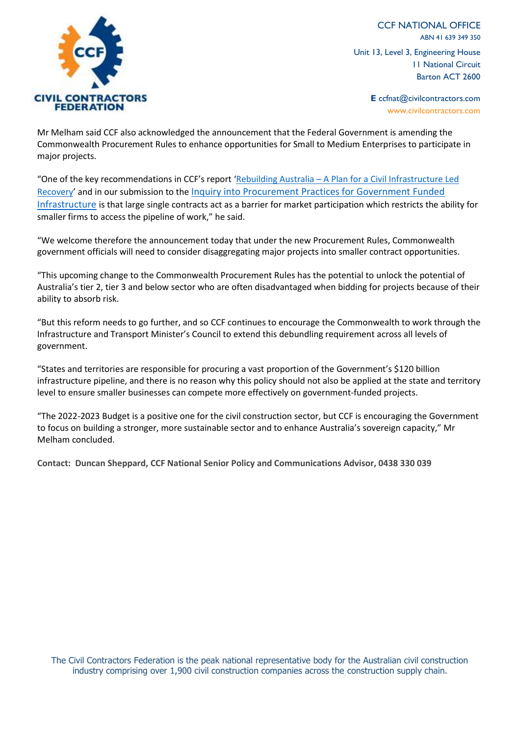Mr Melham said CCF also acknowledged the announcement that the Federal Government is amending the Commonwealth Procurement Rules to enhance opportunities for Small to Medium Enterprises to participate in major projects.

"One of the key recommendations in CCF's report 'Rebuilding Australia – A Plan for a Civil Infrastructure Led Recovery' and in our submission to the Inquiry into Procurement Practices for Government Funded Infrastructure is that large single contracts act as a barrier for market participation which restricts the ability for smaller firms to access the pipeline of work," he said.

"We welcome therefore the announcement today that under the new Procurement Rules, Commonwealth government officials will need to consider disaggregating major projects into smaller contract opportunities.

"This upcoming change to the Commonwealth Procurement Rules has the potential to unlock the potential of Australia's tier 2, tier 3 and below sector who are often disadvantaged when bidding for projects because of their ability to absorb risk.

"But this reform needs to go further, and so CCF continues to encourage the Commonwealth to work through the Infrastructure and Transport Minister's Council to extend this debundling requirement across all levels of government.

"States and territories are responsible for procuring a vast proportion of the Government's $120 billion infrastructure pipeline, and there is no reason why this policy should not also be applied at the state and territory level to ensure smaller businesses can compete more effectively on government-funded projects.

"The 2022-2023 Budget is a positive one for the civil construction sector, but CCF is encouraging the Government to focus on building a stronger, more sustainable sector and to enhance Australia's sovereign capacity," Mr Melham concluded.

**Contact: Duncan Sheppard, CCF National Senior Policy and Communications Advisor, 0438 330 039**